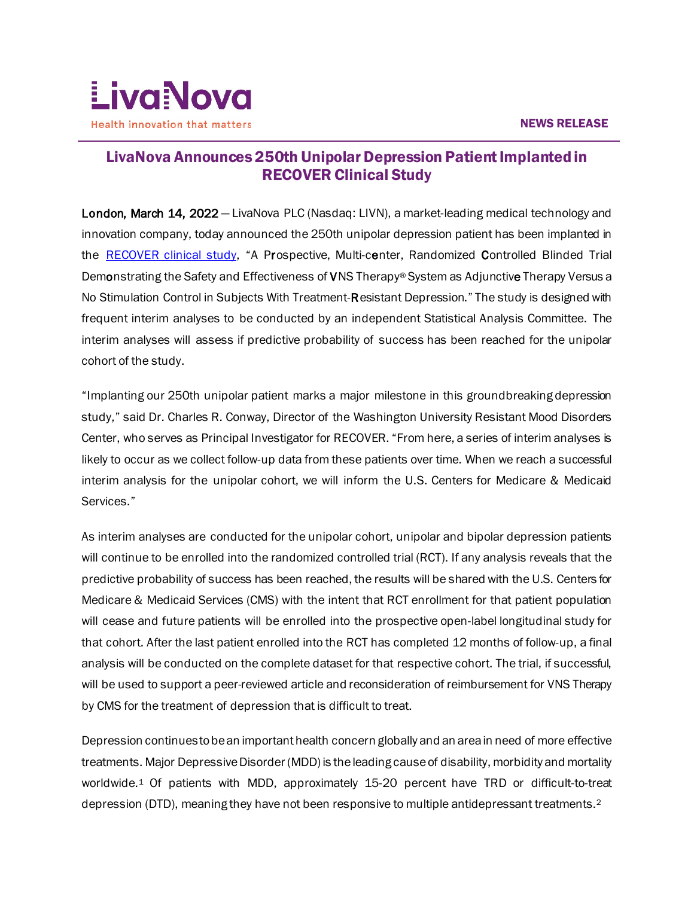LivaNova

Health innovation that matters

NEWS RELEASE

# LivaNova Announces 250th Unipolar Depression Patient Implanted in RECOVER Clinical Study

**London, March 14, 2022** — LivaNova PLC (Nasdaq: LIVN), a market-leading medical technology and innovation company, today announced the 250th unipolar depression patient has been implanted in the [RECOVER clinical study](), "A Prospective, Multi-center, Randomized Controlled Blinded Trial Demonstrating the Safety and Effectiveness of VNS Therapy® System as Adjunctive Therapy Versus a No Stimulation Control in Subjects With Treatment-Resistant Depression." The study is designed with frequent interim analyses to be conducted by an independent Statistical Analysis Committee. The interim analyses will assess if predictive probability of success has been reached for the unipolar cohort of the study.

"Implanting our 250th unipolar patient marks a major milestone in this groundbreaking depression study," said Dr. Charles R. Conway, Director of the Washington University Resistant Mood Disorders Center, who serves as Principal Investigator for RECOVER. "From here, a series of interim analyses is likely to occur as we collect follow-up data from these patients over time. When we reach a successful interim analysis for the unipolar cohort, we will inform the U.S. Centers for Medicare & Medicaid Services."

As interim analyses are conducted for the unipolar cohort, unipolar and bipolar depression patients will continue to be enrolled into the randomized controlled trial (RCT). If any analysis reveals that the predictive probability of success has been reached, the results will be shared with the U.S. Centers for Medicare & Medicaid Services (CMS) with the intent that RCT enrollment for that patient population will cease and future patients will be enrolled into the prospective open-label longitudinal study for that cohort. After the last patient enrolled into the RCT has completed 12 months of follow-up, a final analysis will be conducted on the complete dataset for that respective cohort. The trial, if successful, will be used to support a peer-reviewed article and reconsideration of reimbursement for VNS Therapy by CMS for the treatment of depression that is difficult to treat.

Depression continues to be an important health concern globally and an area in need of more effective treatments. Major Depressive Disorder (MDD) is the leading cause of disability, morbidity and mortality worldwide.[1] Of patients with MDD, approximately 15-20 percent have TRD or difficult-to-treat depression (DTD), meaning they have not been responsive to multiple antidepressant treatments.[2]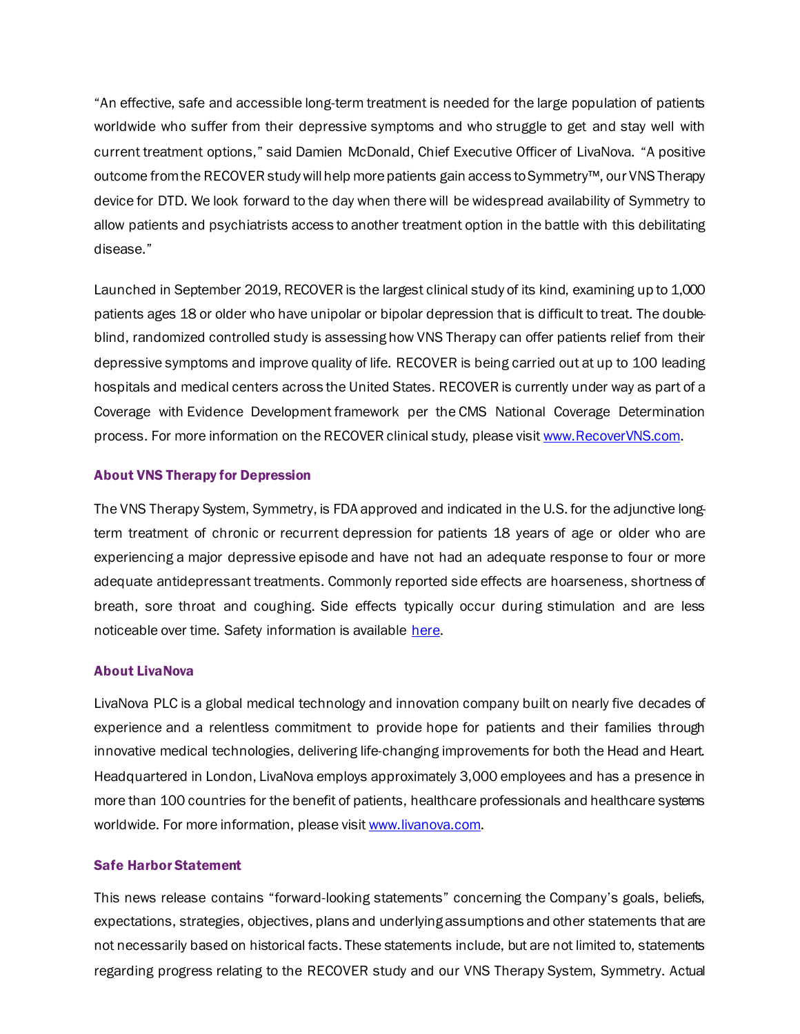"An effective, safe and accessible long-term treatment is needed for the large population of patients worldwide who suffer from their depressive symptoms and who struggle to get and stay well with current treatment options," said Damien McDonald, Chief Executive Officer of LivaNova. "A positive outcome from the RECOVER study will help more patients gain access to Symmetry™, our VNS Therapy device for DTD. We look forward to the day when there will be widespread availability of Symmetry to allow patients and psychiatrists access to another treatment option in the battle with this debilitating disease."

Launched in September 2019, RECOVER is the largest clinical study of its kind, examining up to 1,000 patients ages 18 or older who have unipolar or bipolar depression that is difficult to treat. The double-blind, randomized controlled study is assessing how VNS Therapy can offer patients relief from their depressive symptoms and improve quality of life. RECOVER is being carried out at up to 100 leading hospitals and medical centers across the United States. RECOVER is currently under way as part of a Coverage with Evidence Development framework per the CMS National Coverage Determination process. For more information on the RECOVER clinical study, please visit [www.RecoverVNS.com](http://www.RecoverVNS.com).

### About VNS Therapy for Depression

The VNS Therapy System, Symmetry, is FDA approved and indicated in the U.S. for the adjunctive long-term treatment of chronic or recurrent depression for patients 18 years of age or older who are experiencing a major depressive episode and have not had an adequate response to four or more adequate antidepressant treatments. Commonly reported side effects are hoarseness, shortness of breath, sore throat and coughing. Side effects typically occur during stimulation and are less noticeable over time. Safety information is available here.

### About LivaNova

LivaNova PLC is a global medical technology and innovation company built on nearly five decades of experience and a relentless commitment to provide hope for patients and their families through innovative medical technologies, delivering life-changing improvements for both the Head and Heart. Headquartered in London, LivaNova employs approximately 3,000 employees and has a presence in more than 100 countries for the benefit of patients, healthcare professionals and healthcare systems worldwide. For more information, please visit [www.livanova.com](http://www.livanova.com).

### Safe Harbor Statement

This news release contains "forward-looking statements" concerning the Company's goals, beliefs, expectations, strategies, objectives, plans and underlying assumptions and other statements that are not necessarily based on historical facts. These statements include, but are not limited to, statements regarding progress relating to the RECOVER study and our VNS Therapy System, Symmetry. Actual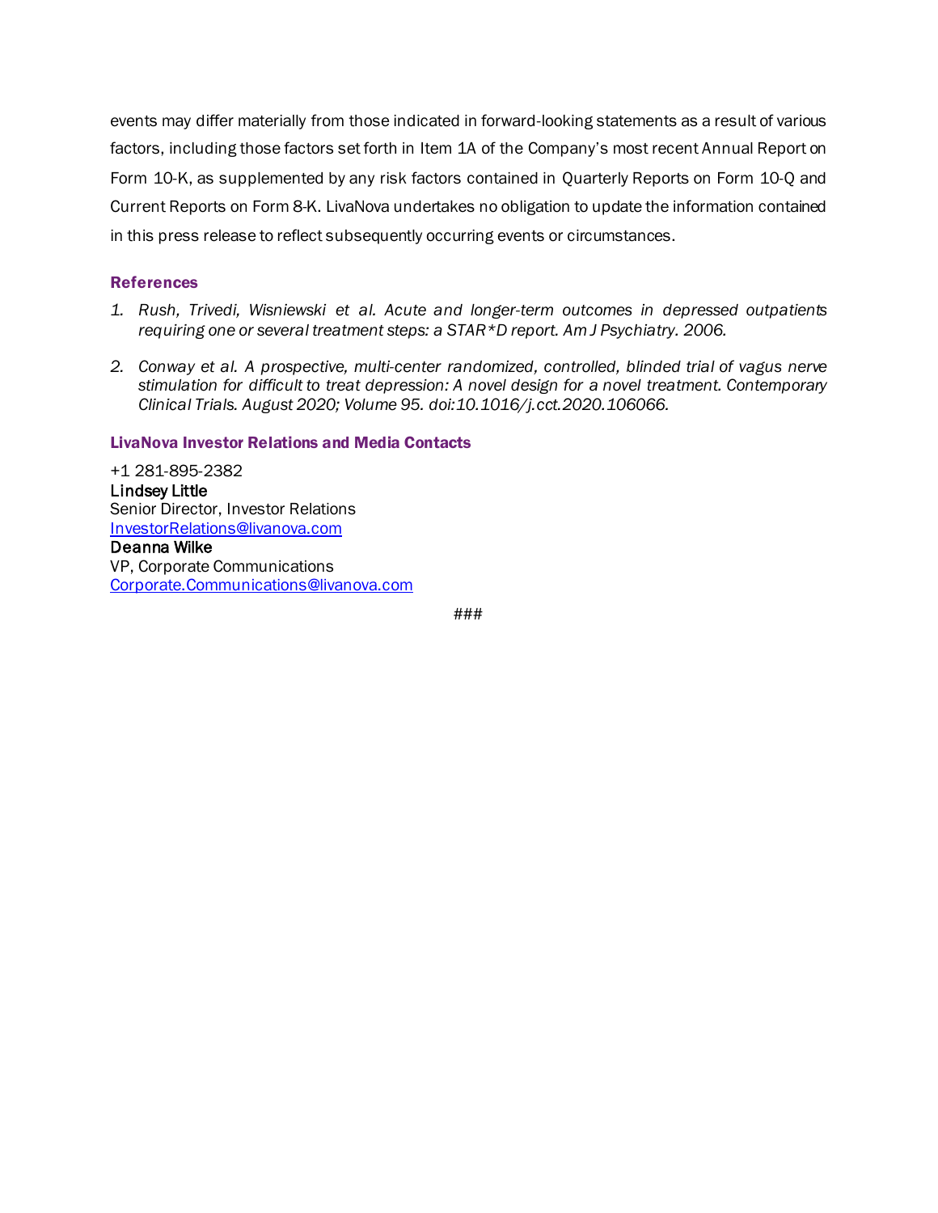events may differ materially from those indicated in forward-looking statements as a result of various factors, including those factors set forth in Item 1A of the Company's most recent Annual Report on Form 10-K, as supplemented by any risk factors contained in Quarterly Reports on Form 10-Q and Current Reports on Form 8-K. LivaNova undertakes no obligation to update the information contained in this press release to reflect subsequently occurring events or circumstances.

### References

1. *Rush, Trivedi, Wisniewski et al. Acute and longer-term outcomes in depressed outpatients requiring one or several treatment steps: a STAR*D report. Am J Psychiatry. 2006.*
2. *Conway et al. A prospective, multi-center randomized, controlled, blinded trial of vagus nerve stimulation for difficult to treat depression: A novel design for a novel treatment. Contemporary Clinical Trials. August 2020; Volume 95. doi:10.1016/j.cct.2020.106066.*

### LivaNova Investor Relations and Media Contacts

+1 281-895-2382
Lindsey Little
Senior Director, Investor Relations
InvestorRelations@livanova.com
Deanna Wilke
VP, Corporate Communications
Corporate.Communications@livanova.com

###